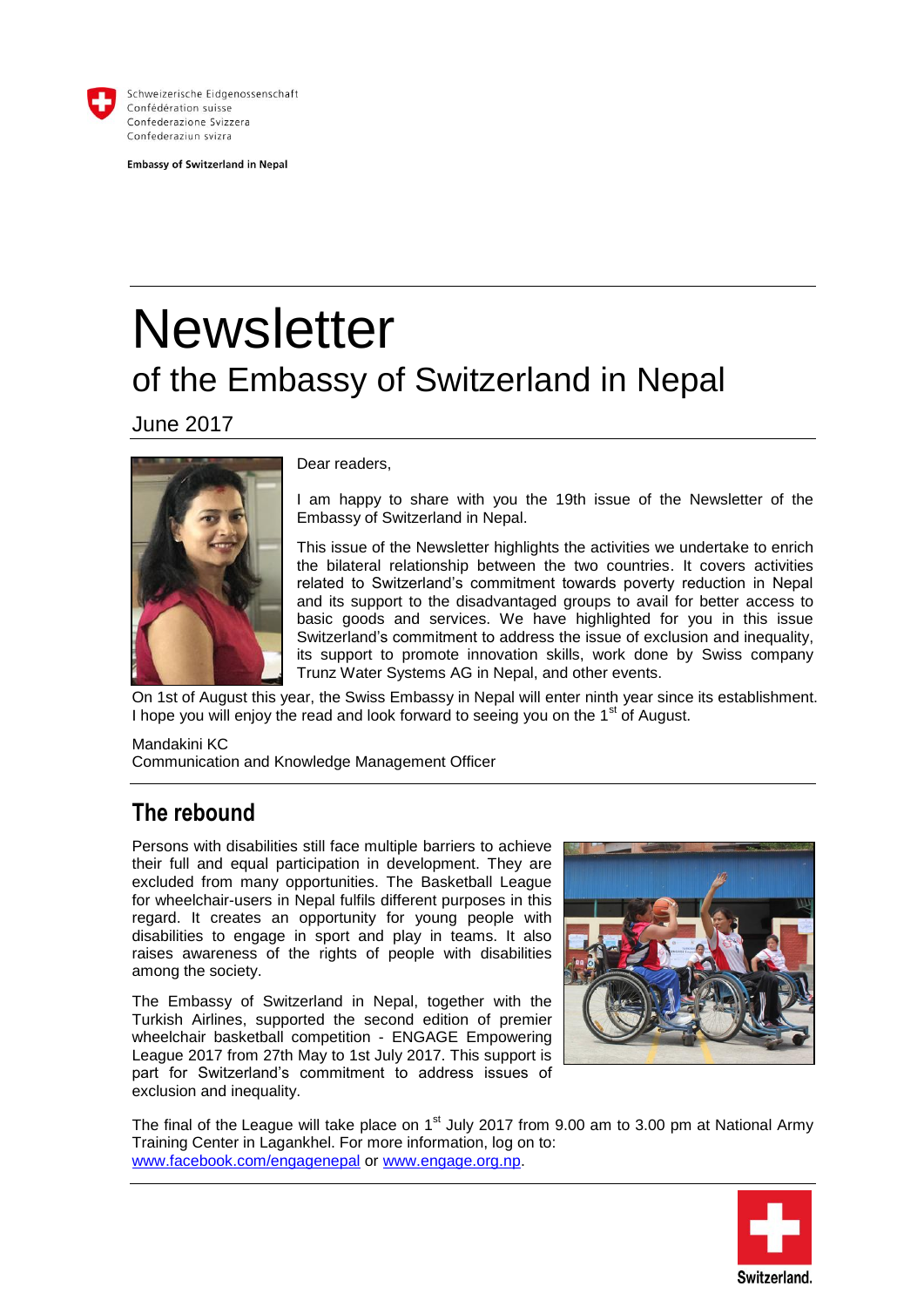Schweizerische Eidgenossenschaft
Confédération suisse
Confederazione Svizzera
Confederaziun svizra

**Embassy of Switzerland in Nepal**

# Newsletter

## of the Embassy of Switzerland in Nepal

June 2017

Dear readers,

I am happy to share with you the 19th issue of the Newsletter of the Embassy of Switzerland in Nepal.

This issue of the Newsletter highlights the activities we undertake to enrich the bilateral relationship between the two countries. It covers activities related to Switzerland's commitment towards poverty reduction in Nepal and its support to the disadvantaged groups to avail for better access to basic goods and services. We have highlighted for you in this issue Switzerland's commitment to address the issue of exclusion and inequality, its support to promote innovation skills, work done by Swiss company Trunz Water Systems AG in Nepal, and other events.

On 1st of August this year, the Swiss Embassy in Nepal will enter ninth year since its establishment. I hope you will enjoy the read and look forward to seeing you on the 1st of August.

Mandakini KC
Communication and Knowledge Management Officer

## The rebound

Persons with disabilities still face multiple barriers to achieve their full and equal participation in development. They are excluded from many opportunities. The Basketball League for wheelchair-users in Nepal fulfils different purposes in this regard. It creates an opportunity for young people with disabilities to engage in sport and play in teams. It also raises awareness of the rights of people with disabilities among the society.

The Embassy of Switzerland in Nepal, together with the Turkish Airlines, supported the second edition of premier wheelchair basketball competition - ENGAGE Empowering League 2017 from 27th May to 1st July 2017. This support is part for Switzerland's commitment to address issues of exclusion and inequality.

The final of the League will take place on 1st July 2017 from 9.00 am to 3.00 pm at National Army Training Center in Lagankhel. For more information, log on to: www.facebook.com/engagenepal or www.engage.org.np.

Switzerland.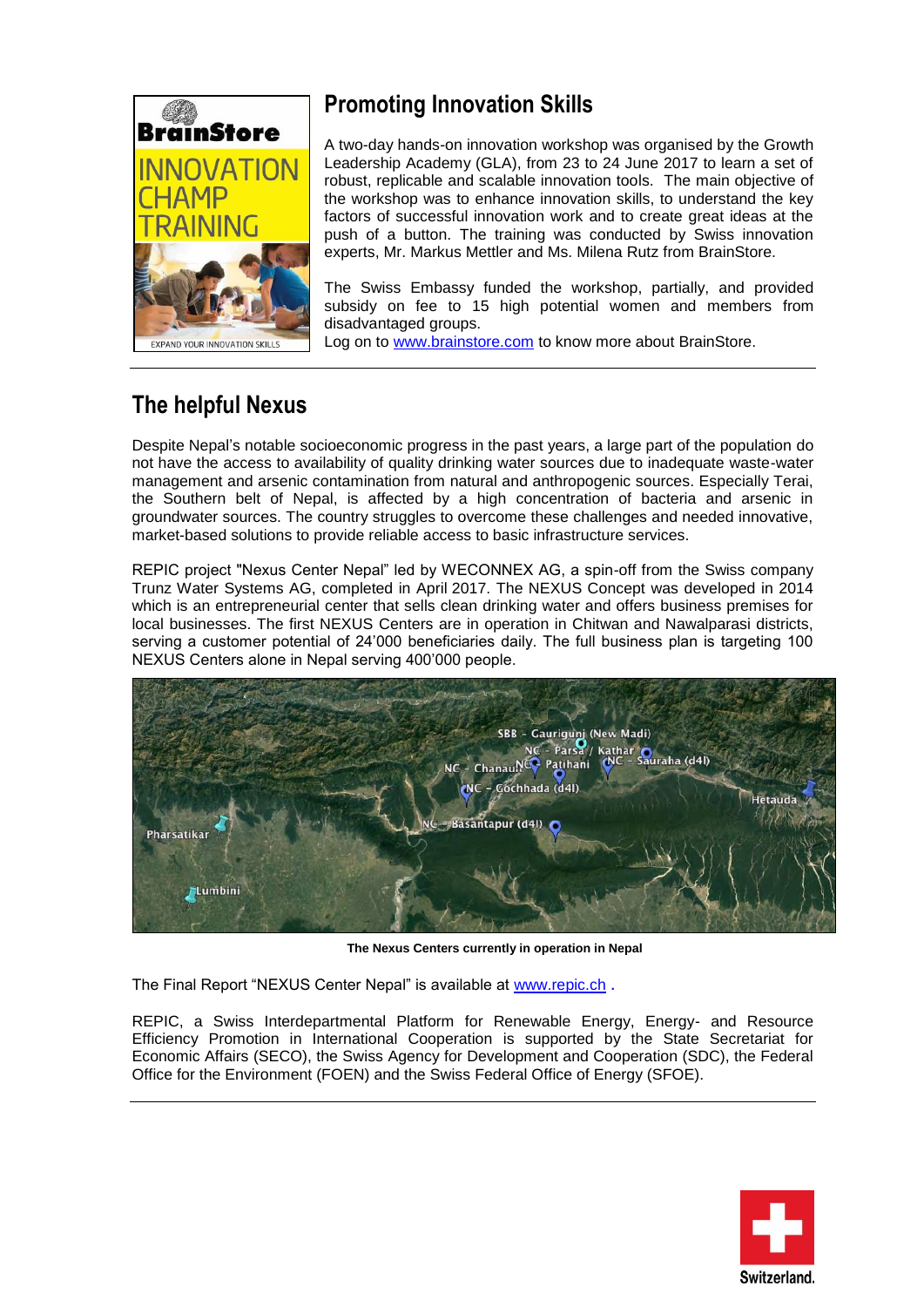## Promoting Innovation Skills

A two-day hands-on innovation workshop was organised by the Growth Leadership Academy (GLA), from 23 to 24 June 2017 to learn a set of robust, replicable and scalable innovation tools. The main objective of the workshop was to enhance innovation skills, to understand the key factors of successful innovation work and to create great ideas at the push of a button. The training was conducted by Swiss innovation experts, Mr. Markus Mettler and Ms. Milena Rutz from BrainStore.

The Swiss Embassy funded the workshop, partially, and provided subsidy on fee to 15 high potential women and members from disadvantaged groups.
Log on to www.brainstore.com to know more about BrainStore.

## The helpful Nexus

Despite Nepal's notable socioeconomic progress in the past years, a large part of the population do not have the access to availability of quality drinking water sources due to inadequate waste-water management and arsenic contamination from natural and anthropogenic sources. Especially Terai, the Southern belt of Nepal, is affected by a high concentration of bacteria and arsenic in groundwater sources. The country struggles to overcome these challenges and needed innovative, market-based solutions to provide reliable access to basic infrastructure services.

REPIC project "Nexus Center Nepal" led by WECONNEX AG, a spin-off from the Swiss company Trunz Water Systems AG, completed in April 2017. The NEXUS Concept was developed in 2014 which is an entrepreneurial center that sells clean drinking water and offers business premises for local businesses. The first NEXUS Centers are in operation in Chitwan and Nawalparasi districts, serving a customer potential of 24'000 beneficiaries daily. The full business plan is targeting 100 NEXUS Centers alone in Nepal serving 400'000 people.

**The Nexus Centers currently in operation in Nepal**

The Final Report "NEXUS Center Nepal" is available at www.repic.ch .

REPIC, a Swiss Interdepartmental Platform for Renewable Energy, Energy- and Resource Efficiency Promotion in International Cooperation is supported by the State Secretariat for Economic Affairs (SECO), the Swiss Agency for Development and Cooperation (SDC), the Federal Office for the Environment (FOEN) and the Swiss Federal Office of Energy (SFOE).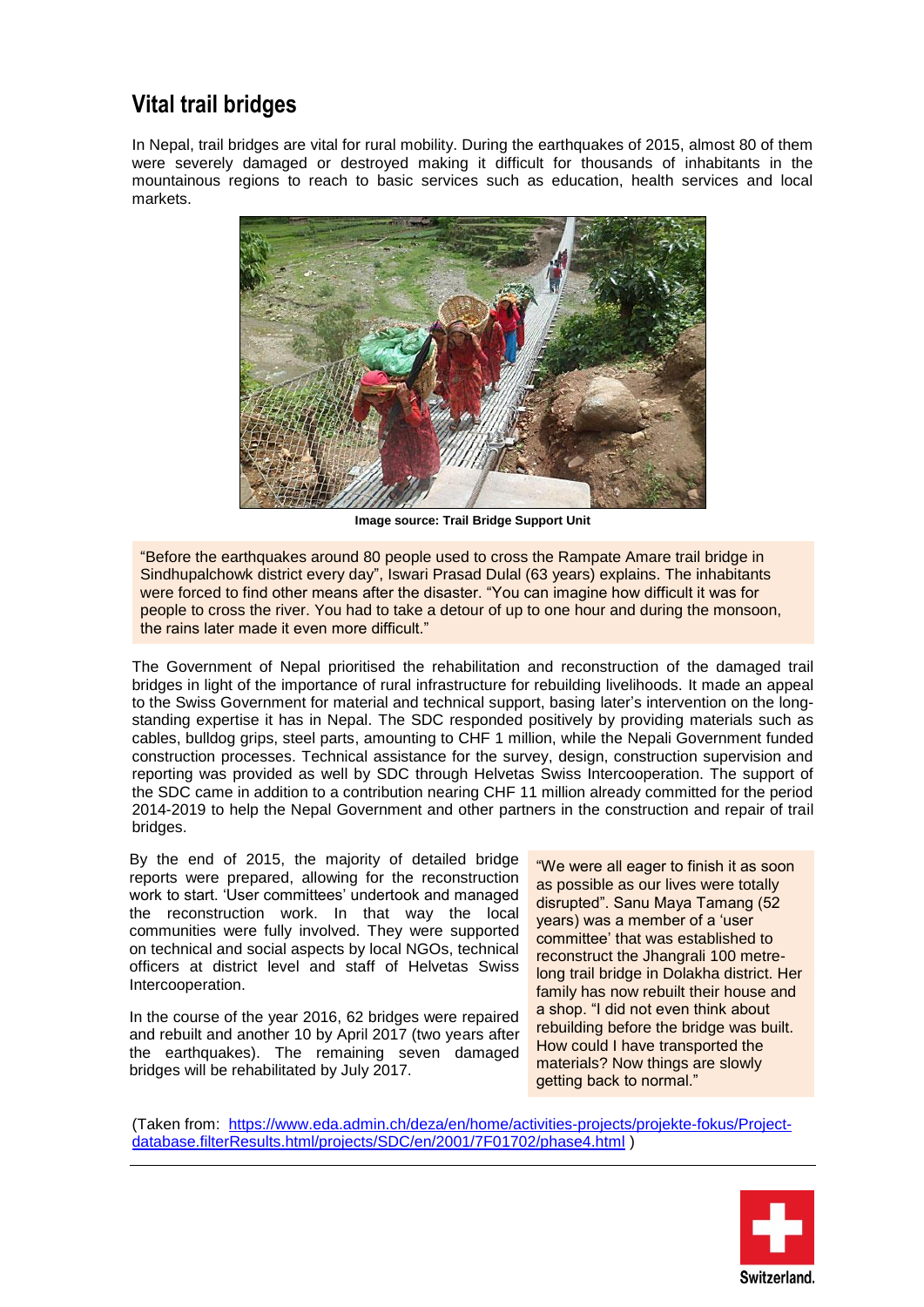## Vital trail bridges

In Nepal, trail bridges are vital for rural mobility. During the earthquakes of 2015, almost 80 of them were severely damaged or destroyed making it difficult for thousands of inhabitants in the mountainous regions to reach to basic services such as education, health services and local markets.

**Image source: Trail Bridge Support Unit**

"Before the earthquakes around 80 people used to cross the Rampate Amare trail bridge in Sindhupalchowk district every day", Iswari Prasad Dulal (63 years) explains. The inhabitants were forced to find other means after the disaster. "You can imagine how difficult it was for people to cross the river. You had to take a detour of up to one hour and during the monsoon, the rains later made it even more difficult."

The Government of Nepal prioritised the rehabilitation and reconstruction of the damaged trail bridges in light of the importance of rural infrastructure for rebuilding livelihoods. It made an appeal to the Swiss Government for material and technical support, basing later's intervention on the long-standing expertise it has in Nepal. The SDC responded positively by providing materials such as cables, bulldog grips, steel parts, amounting to CHF 1 million, while the Nepali Government funded construction processes. Technical assistance for the survey, design, construction supervision and reporting was provided as well by SDC through Helvetas Swiss Intercooperation. The support of the SDC came in addition to a contribution nearing CHF 11 million already committed for the period 2014-2019 to help the Nepal Government and other partners in the construction and repair of trail bridges.

By the end of 2015, the majority of detailed bridge reports were prepared, allowing for the reconstruction work to start. 'User committees' undertook and managed the reconstruction work. In that way the local communities were fully involved. They were supported on technical and social aspects by local NGOs, technical officers at district level and staff of Helvetas Swiss Intercooperation.

In the course of the year 2016, 62 bridges were repaired and rebuilt and another 10 by April 2017 (two years after the earthquakes). The remaining seven damaged bridges will be rehabilitated by July 2017.

"We were all eager to finish it as soon as possible as our lives were totally disrupted". Sanu Maya Tamang (52 years) was a member of a 'user committee' that was established to reconstruct the Jhangrali 100 metre-long trail bridge in Dolakha district. Her family has now rebuilt their house and a shop. "I did not even think about rebuilding before the bridge was built. How could I have transported the materials? Now things are slowly getting back to normal."

(Taken from: [https://www.eda.admin.ch/deza/en/home/activities-projects/projekte-fokus/Project-database.filterResults.html/projects/SDC/en/2001/7F01702/phase4.html](https://www.eda.admin.ch/deza/en/home/activities-projects/projekte-fokus/Project-database.filterResults.html/projects/SDC/en/2001/7F01702/phase4.html) )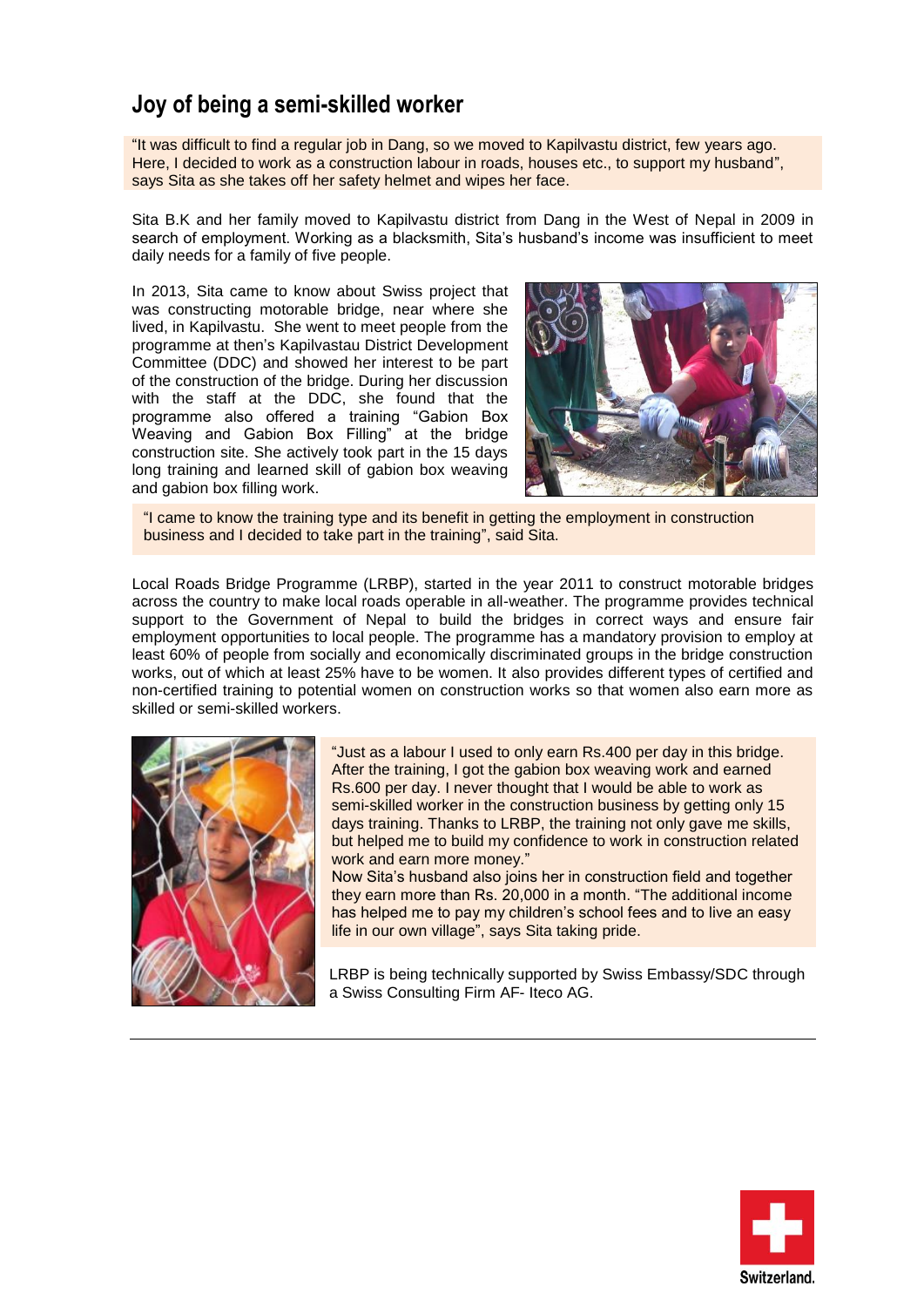## Joy of being a semi-skilled worker

"It was difficult to find a regular job in Dang, so we moved to Kapilvastu district, few years ago. Here, I decided to work as a construction labour in roads, houses etc., to support my husband", says Sita as she takes off her safety helmet and wipes her face.

Sita B.K and her family moved to Kapilvastu district from Dang in the West of Nepal in 2009 in search of employment. Working as a blacksmith, Sita's husband's income was insufficient to meet daily needs for a family of five people.

In 2013, Sita came to know about Swiss project that was constructing motorable bridge, near where she lived, in Kapilvastu. She went to meet people from the programme at then's Kapilvastau District Development Committee (DDC) and showed her interest to be part of the construction of the bridge. During her discussion with the staff at the DDC, she found that the programme also offered a training "Gabion Box Weaving and Gabion Box Filling" at the bridge construction site. She actively took part in the 15 days long training and learned skill of gabion box weaving and gabion box filling work.

"I came to know the training type and its benefit in getting the employment in construction business and I decided to take part in the training", said Sita.

Local Roads Bridge Programme (LRBP), started in the year 2011 to construct motorable bridges across the country to make local roads operable in all-weather. The programme provides technical support to the Government of Nepal to build the bridges in correct ways and ensure fair employment opportunities to local people. The programme has a mandatory provision to employ at least 60% of people from socially and economically discriminated groups in the bridge construction works, out of which at least 25% have to be women. It also provides different types of certified and non-certified training to potential women on construction works so that women also earn more as skilled or semi-skilled workers.

"Just as a labour I used to only earn Rs.400 per day in this bridge. After the training, I got the gabion box weaving work and earned Rs.600 per day. I never thought that I would be able to work as semi-skilled worker in the construction business by getting only 15 days training. Thanks to LRBP, the training not only gave me skills, but helped me to build my confidence to work in construction related work and earn more money."

Now Sita's husband also joins her in construction field and together they earn more than Rs. 20,000 in a month. "The additional income has helped me to pay my children's school fees and to live an easy life in our own village", says Sita taking pride.

LRBP is being technically supported by Swiss Embassy/SDC through a Swiss Consulting Firm AF- Iteco AG.

Switzerland.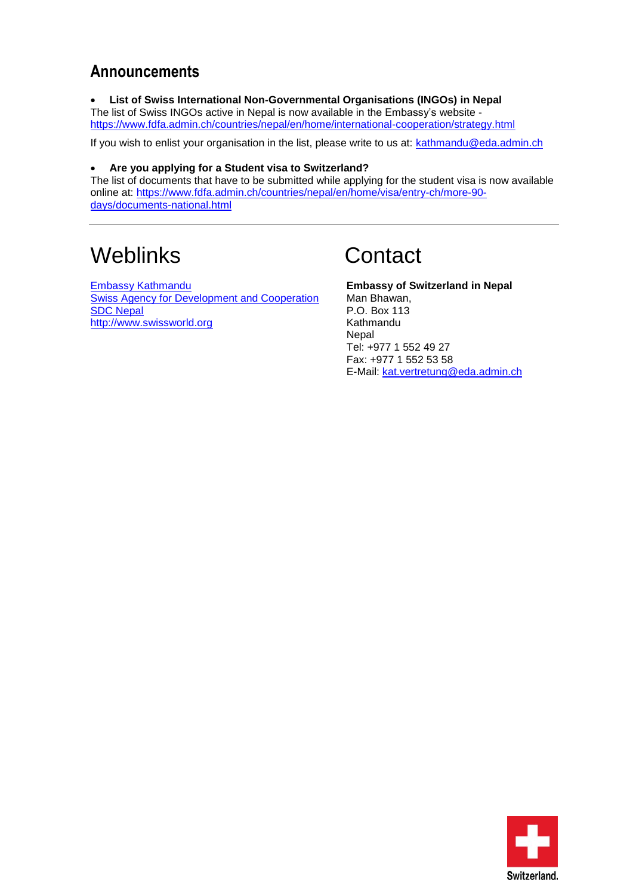## Announcements

- **List of Swiss International Non-Governmental Organisations (INGOs) in Nepal**

The list of Swiss INGOs active in Nepal is now available in the Embassy's website - https://www.fdfa.admin.ch/countries/nepal/en/home/international-cooperation/strategy.html

If you wish to enlist your organisation in the list, please write to us at: kathmandu@eda.admin.ch

- **Are you applying for a Student visa to Switzerland?**

The list of documents that have to be submitted while applying for the student visa is now available online at: https://www.fdfa.admin.ch/countries/nepal/en/home/visa/entry-ch/more-90-days/documents-national.html

---

# Weblinks

Embassy Kathmandu
Swiss Agency for Development and Cooperation
SDC Nepal
http://www.swissworld.org

# Contact

**Embassy of Switzerland in Nepal**
Man Bhawan,
P.O. Box 113
Kathmandu
Nepal
Tel: +977 1 552 49 27
Fax: +977 1 552 53 58
E-Mail: kat.vertretung@eda.admin.ch

Switzerland.